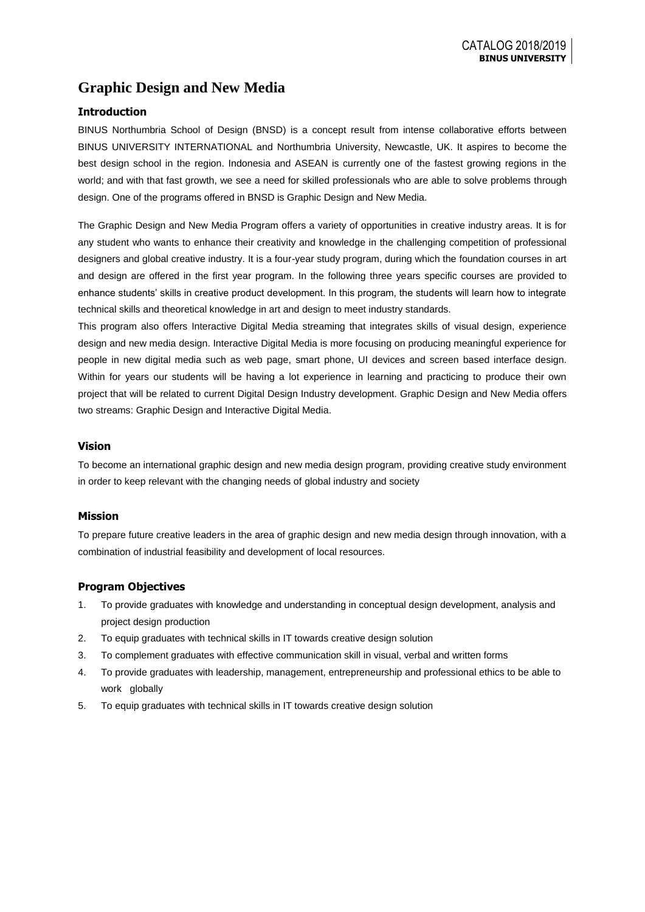# Graphic Design and New Media

## Introduction

BINUS Northumbria School of Design (BNSD) is a concept result from intense collaborative efforts between BINUS UNIVERSITY INTERNATIONAL and Northumbria University, Newcastle, UK. It aspires to become the best design school in the region. Indonesia and ASEAN is currently one of the fastest growing regions in the world; and with that fast growth, we see a need for skilled professionals who are able to solve problems through design. One of the programs offered in BNSD is Graphic Design and New Media.

The Graphic Design and New Media Program offers a variety of opportunities in creative industry areas. It is for any student who wants to enhance their creativity and knowledge in the challenging competition of professional designers and global creative industry. It is a four-year study program, during which the foundation courses in art and design are offered in the first year program. In the following three years specific courses are provided to enhance students' skills in creative product development. In this program, the students will learn how to integrate technical skills and theoretical knowledge in art and design to meet industry standards.

This program also offers Interactive Digital Media streaming that integrates skills of visual design, experience design and new media design. Interactive Digital Media is more focusing on producing meaningful experience for people in new digital media such as web page, smart phone, UI devices and screen based interface design. Within for years our students will be having a lot experience in learning and practicing to produce their own project that will be related to current Digital Design Industry development. Graphic Design and New Media offers two streams: Graphic Design and Interactive Digital Media.

## Vision

To become an international graphic design and new media design program, providing creative study environment in order to keep relevant with the changing needs of global industry and society

## Mission

To prepare future creative leaders in the area of graphic design and new media design through innovation, with a combination of industrial feasibility and development of local resources.

## Program Objectives

1. To provide graduates with knowledge and understanding in conceptual design development, analysis and project design production
2. To equip graduates with technical skills in IT towards creative design solution
3. To complement graduates with effective communication skill in visual, verbal and written forms
4. To provide graduates with leadership, management, entrepreneurship and professional ethics to be able to work globally
5. To equip graduates with technical skills in IT towards creative design solution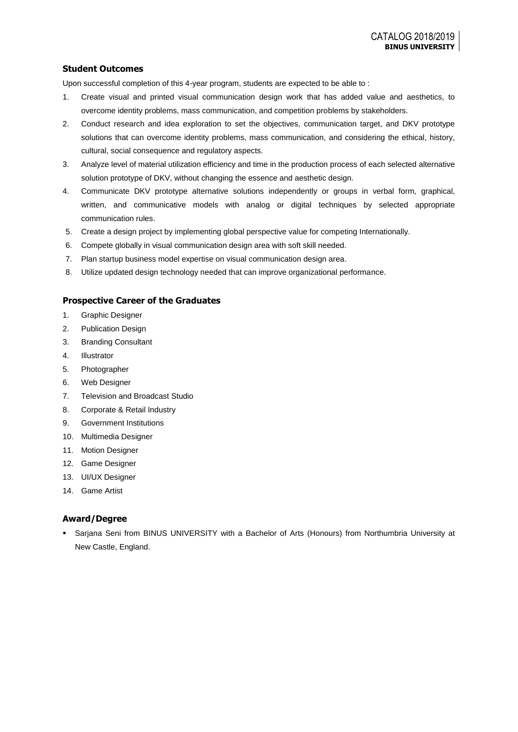## Student Outcomes

Upon successful completion of this 4-year program, students are expected to be able to :

1. Create visual and printed visual communication design work that has added value and aesthetics, to overcome identity problems, mass communication, and competition problems by stakeholders.
2. Conduct research and idea exploration to set the objectives, communication target, and DKV prototype solutions that can overcome identity problems, mass communication, and considering the ethical, history, cultural, social consequence and regulatory aspects.
3. Analyze level of material utilization efficiency and time in the production process of each selected alternative solution prototype of DKV, without changing the essence and aesthetic design.
4. Communicate DKV prototype alternative solutions independently or groups in verbal form, graphical, written, and communicative models with analog or digital techniques by selected appropriate communication rules.
5. Create a design project by implementing global perspective value for competing Internationally.
6. Compete globally in visual communication design area with soft skill needed.
7. Plan startup business model expertise on visual communication design area.
8. Utilize updated design technology needed that can improve organizational performance.

## Prospective Career of the Graduates

1. Graphic Designer
2. Publication Design
3. Branding Consultant
4. Illustrator
5. Photographer
6. Web Designer
7. Television and Broadcast Studio
8. Corporate & Retail Industry
9. Government Institutions
10. Multimedia Designer
11. Motion Designer
12. Game Designer
13. UI/UX Designer
14. Game Artist

## Award/Degree

- Sarjana Seni from BINUS UNIVERSITY with a Bachelor of Arts (Honours) from Northumbria University at New Castle, England.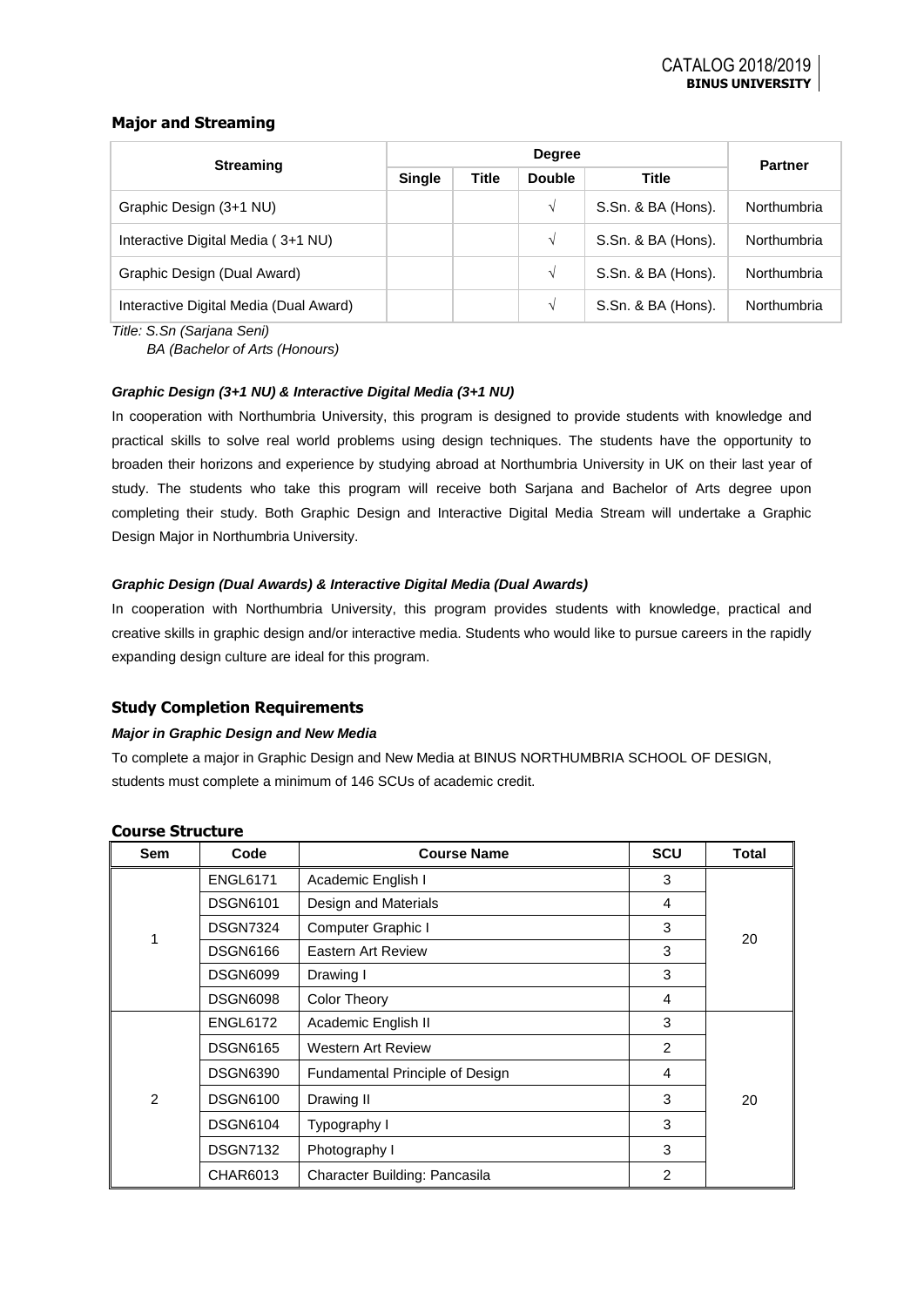## Major and Streaming

| Streaming | Degree | | | | Partner |
|---|---|---|---|---|---|
| | Single | Title | Double | Title | |
| Graphic Design (3+1 NU) | | | √ | S.Sn. & BA (Hons). | Northumbria |
| Interactive Digital Media ( 3+1 NU) | | | √ | S.Sn. & BA (Hons). | Northumbria |
| Graphic Design (Dual Award) | | | √ | S.Sn. & BA (Hons). | Northumbria |
| Interactive Digital Media (Dual Award) | | | √ | S.Sn. & BA (Hons). | Northumbria |

*Title: S.Sn (Sarjana Seni)*
*BA (Bachelor of Arts (Honours)*

***Graphic Design (3+1 NU) & Interactive Digital Media (3+1 NU)***

In cooperation with Northumbria University, this program is designed to provide students with knowledge and practical skills to solve real world problems using design techniques. The students have the opportunity to broaden their horizons and experience by studying abroad at Northumbria University in UK on their last year of study. The students who take this program will receive both Sarjana and Bachelor of Arts degree upon completing their study. Both Graphic Design and Interactive Digital Media Stream will undertake a Graphic Design Major in Northumbria University.

***Graphic Design (Dual Awards) & Interactive Digital Media (Dual Awards)***

In cooperation with Northumbria University, this program provides students with knowledge, practical and creative skills in graphic design and/or interactive media. Students who would like to pursue careers in the rapidly expanding design culture are ideal for this program.

## Study Completion Requirements

***Major in Graphic Design and New Media***

To complete a major in Graphic Design and New Media at BINUS NORTHUMBRIA SCHOOL OF DESIGN, students must complete a minimum of 146 SCUs of academic credit.

## Course Structure

| Sem | Code | Course Name | SCU | Total |
|---|---|---|---|---|
| 1 | ENGL6171 | Academic English I | 3 | 20 |
| | DSGN6101 | Design and Materials | 4 | |
| | DSGN7324 | Computer Graphic I | 3 | |
| | DSGN6166 | Eastern Art Review | 3 | |
| | DSGN6099 | Drawing I | 3 | |
| | DSGN6098 | Color Theory | 4 | |
| 2 | ENGL6172 | Academic English II | 3 | 20 |
| | DSGN6165 | Western Art Review | 2 | |
| | DSGN6390 | Fundamental Principle of Design | 4 | |
| | DSGN6100 | Drawing II | 3 | |
| | DSGN6104 | Typography I | 3 | |
| | DSGN7132 | Photography I | 3 | |
| | CHAR6013 | Character Building: Pancasila | 2 | |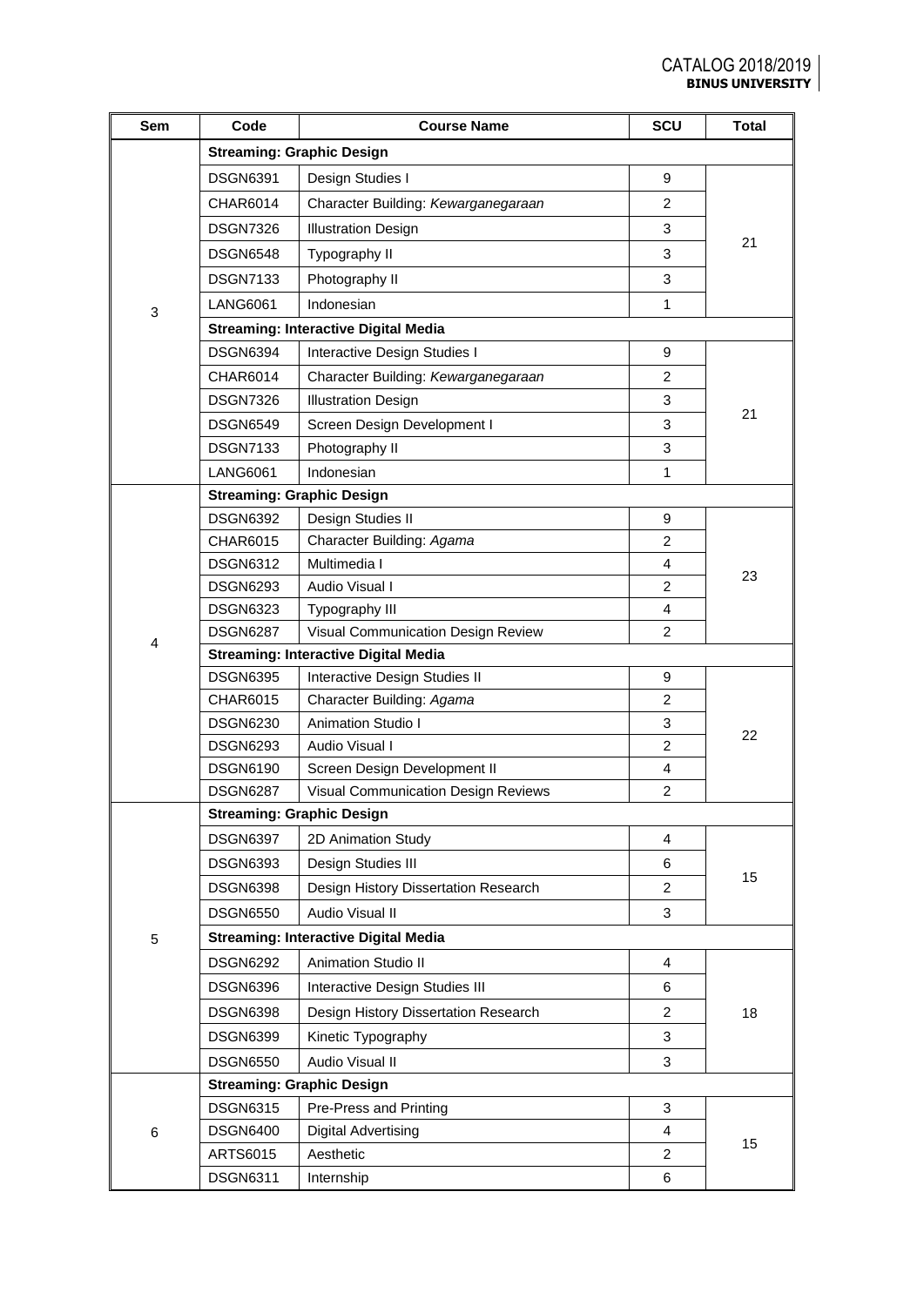| Sem | Code | Course Name | SCU | Total |
|---|---|---|---|---|
| 3 | **Streaming: Graphic Design** | | | |
| | DSGN6391 | Design Studies I | 9 | 21 |
| | CHAR6014 | Character Building: *Kewarganegaraan* | 2 | |
| | DSGN7326 | Illustration Design | 3 | |
| | DSGN6548 | Typography II | 3 | |
| | DSGN7133 | Photography II | 3 | |
| | LANG6061 | Indonesian | 1 | |
| | **Streaming: Interactive Digital Media** | | | |
| | DSGN6394 | Interactive Design Studies I | 9 | 21 |
| | CHAR6014 | Character Building: *Kewarganegaraan* | 2 | |
| | DSGN7326 | Illustration Design | 3 | |
| | DSGN6549 | Screen Design Development I | 3 | |
| | DSGN7133 | Photography II | 3 | |
| | LANG6061 | Indonesian | 1 | |
| 4 | **Streaming: Graphic Design** | | | |
| | DSGN6392 | Design Studies II | 9 | 23 |
| | CHAR6015 | Character Building: *Agama* | 2 | |
| | DSGN6312 | Multimedia I | 4 | |
| | DSGN6293 | Audio Visual I | 2 | |
| | DSGN6323 | Typography III | 4 | |
| | DSGN6287 | Visual Communication Design Review | 2 | |
| | **Streaming: Interactive Digital Media** | | | |
| | DSGN6395 | Interactive Design Studies II | 9 | 22 |
| | CHAR6015 | Character Building: *Agama* | 2 | |
| | DSGN6230 | Animation Studio I | 3 | |
| | DSGN6293 | Audio Visual I | 2 | |
| | DSGN6190 | Screen Design Development II | 4 | |
| | DSGN6287 | Visual Communication Design Reviews | 2 | |
| 5 | **Streaming: Graphic Design** | | | |
| | DSGN6397 | 2D Animation Study | 4 | 15 |
| | DSGN6393 | Design Studies III | 6 | |
| | DSGN6398 | Design History Dissertation Research | 2 | |
| | DSGN6550 | Audio Visual II | 3 | |
| | **Streaming: Interactive Digital Media** | | | |
| | DSGN6292 | Animation Studio II | 4 | 18 |
| | DSGN6396 | Interactive Design Studies III | 6 | |
| | DSGN6398 | Design History Dissertation Research | 2 | |
| | DSGN6399 | Kinetic Typography | 3 | |
| | DSGN6550 | Audio Visual II | 3 | |
| 6 | **Streaming: Graphic Design** | | | |
| | DSGN6315 | Pre-Press and Printing | 3 | 15 |
| | DSGN6400 | Digital Advertising | 4 | |
| | ARTS6015 | Aesthetic | 2 | |
| | DSGN6311 | Internship | 6 | |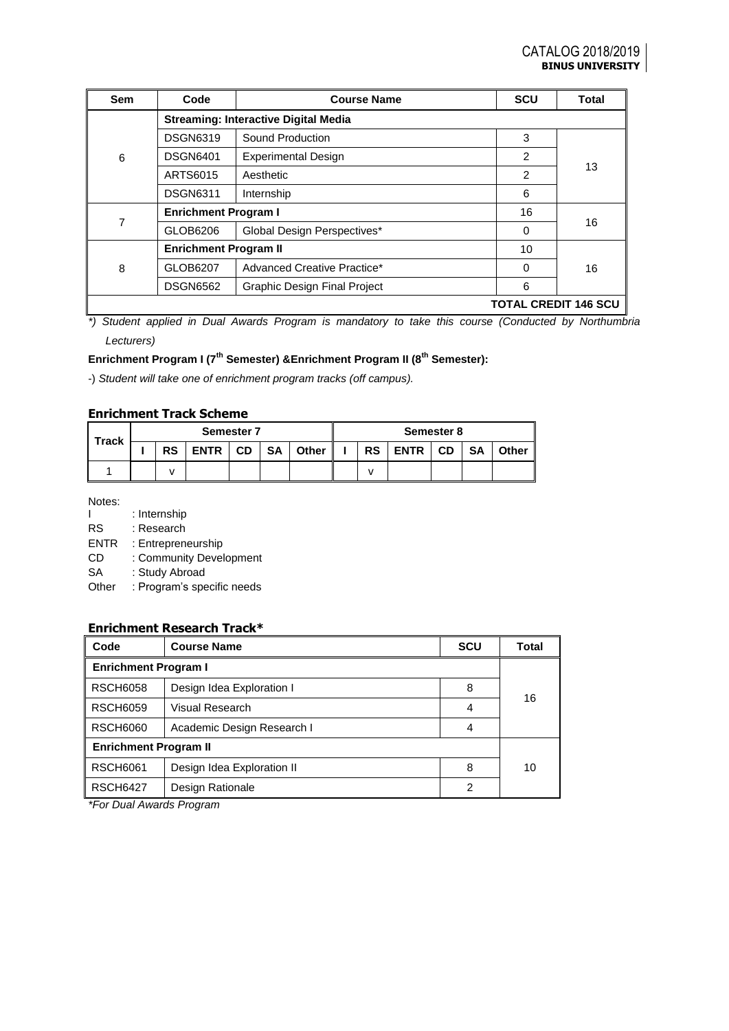| Sem | Code | Course Name | SCU | Total |
|---|---|---|---|---|
| 6 | **Streaming: Interactive Digital Media** | | | |
| | DSGN6319 | Sound Production | 3 | 13 |
| | DSGN6401 | Experimental Design | 2 | |
| | ARTS6015 | Aesthetic | 2 | |
| | DSGN6311 | Internship | 6 | |
| 7 | **Enrichment Program I** | | 16 | 16 |
| | GLOB6206 | Global Design Perspectives* | 0 | |
| 8 | **Enrichment Program II** | | 10 | 16 |
| | GLOB6207 | Advanced Creative Practice* | 0 | |
| | DSGN6562 | Graphic Design Final Project | 6 | |
| **TOTAL CREDIT 146 SCU** | | | | |

*) *Student applied in Dual Awards Program is mandatory to take this course (Conducted by Northumbria Lecturers)*

**Enrichment Program I (7th Semester) &Enrichment Program II (8th Semester):**

-) *Student will take one of enrichment program tracks (off campus).*

### Enrichment Track Scheme

| Track | Semester 7 | | | | | | Semester 8 | | | | | |
|---|---|---|---|---|---|---|---|---|---|---|---|---|
| | I | RS | ENTR | CD | SA | Other | I | RS | ENTR | CD | SA | Other |
| 1 | | v | | | | | | v | | | | |

Notes:

- I : Internship
- RS : Research
- ENTR : Entrepreneurship
- CD : Community Development
- SA : Study Abroad
- Other : Program's specific needs

### Enrichment Research Track*

| Code | Course Name | SCU | Total |
|---|---|---|---|
| **Enrichment Program I** | | | |
| RSCH6058 | Design Idea Exploration I | 8 | 16 |
| RSCH6059 | Visual Research | 4 | |
| RSCH6060 | Academic Design Research I | 4 | |
| **Enrichment Program II** | | | |
| RSCH6061 | Design Idea Exploration II | 8 | 10 |
| RSCH6427 | Design Rationale | 2 | |

*\*For Dual Awards Program*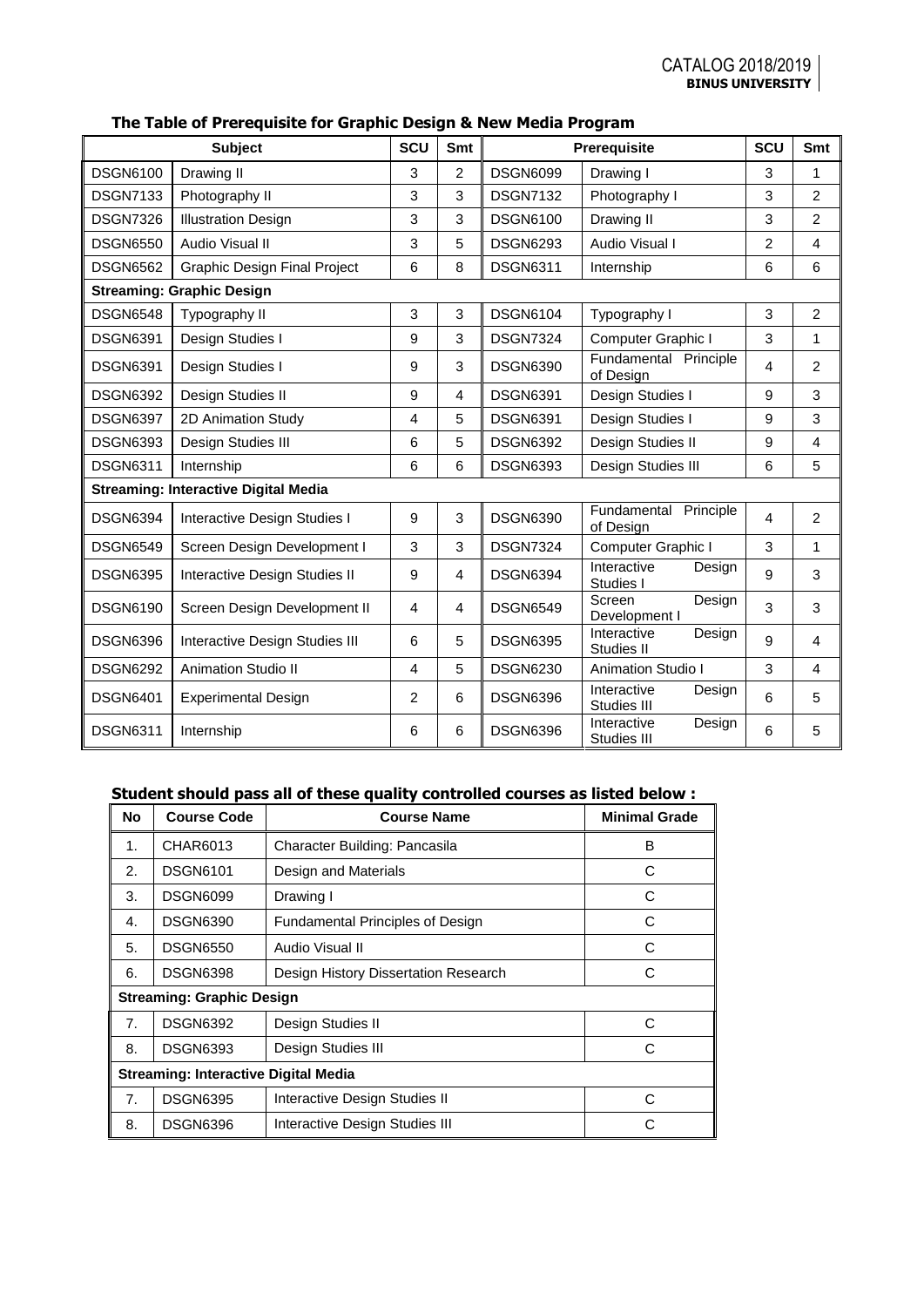### The Table of Prerequisite for Graphic Design & New Media Program

| Subject | | SCU | Smt | Prerequisite | | SCU | Smt |
|---|---|---|---|---|---|---|---|
| DSGN6100 | Drawing II | 3 | 2 | DSGN6099 | Drawing I | 3 | 1 |
| DSGN7133 | Photography II | 3 | 3 | DSGN7132 | Photography I | 3 | 2 |
| DSGN7326 | Illustration Design | 3 | 3 | DSGN6100 | Drawing II | 3 | 2 |
| DSGN6550 | Audio Visual II | 3 | 5 | DSGN6293 | Audio Visual I | 2 | 4 |
| DSGN6562 | Graphic Design Final Project | 6 | 8 | DSGN6311 | Internship | 6 | 6 |
| **Streaming: Graphic Design** | | | | | | | |
| DSGN6548 | Typography II | 3 | 3 | DSGN6104 | Typography I | 3 | 2 |
| DSGN6391 | Design Studies I | 9 | 3 | DSGN7324 | Computer Graphic I | 3 | 1 |
| DSGN6391 | Design Studies I | 9 | 3 | DSGN6390 | Fundamental Principle of Design | 4 | 2 |
| DSGN6392 | Design Studies II | 9 | 4 | DSGN6391 | Design Studies I | 9 | 3 |
| DSGN6397 | 2D Animation Study | 4 | 5 | DSGN6391 | Design Studies I | 9 | 3 |
| DSGN6393 | Design Studies III | 6 | 5 | DSGN6392 | Design Studies II | 9 | 4 |
| DSGN6311 | Internship | 6 | 6 | DSGN6393 | Design Studies III | 6 | 5 |
| **Streaming: Interactive Digital Media** | | | | | | | |
| DSGN6394 | Interactive Design Studies I | 9 | 3 | DSGN6390 | Fundamental Principle of Design | 4 | 2 |
| DSGN6549 | Screen Design Development I | 3 | 3 | DSGN7324 | Computer Graphic I | 3 | 1 |
| DSGN6395 | Interactive Design Studies II | 9 | 4 | DSGN6394 | Interactive Design Studies I | 9 | 3 |
| DSGN6190 | Screen Design Development II | 4 | 4 | DSGN6549 | Screen Design Development I | 3 | 3 |
| DSGN6396 | Interactive Design Studies III | 6 | 5 | DSGN6395 | Interactive Design Studies II | 9 | 4 |
| DSGN6292 | Animation Studio II | 4 | 5 | DSGN6230 | Animation Studio I | 3 | 4 |
| DSGN6401 | Experimental Design | 2 | 6 | DSGN6396 | Interactive Design Studies III | 6 | 5 |
| DSGN6311 | Internship | 6 | 6 | DSGN6396 | Interactive Design Studies III | 6 | 5 |

### Student should pass all of these quality controlled courses as listed below :

| No | Course Code | Course Name | Minimal Grade |
|---|---|---|---|
| 1. | CHAR6013 | Character Building: Pancasila | B |
| 2. | DSGN6101 | Design and Materials | C |
| 3. | DSGN6099 | Drawing I | C |
| 4. | DSGN6390 | Fundamental Principles of Design | C |
| 5. | DSGN6550 | Audio Visual II | C |
| 6. | DSGN6398 | Design History Dissertation Research | C |
| **Streaming: Graphic Design** | | | |
| 7. | DSGN6392 | Design Studies II | C |
| 8. | DSGN6393 | Design Studies III | C |
| **Streaming: Interactive Digital Media** | | | |
| 7. | DSGN6395 | Interactive Design Studies II | C |
| 8. | DSGN6396 | Interactive Design Studies III | C |